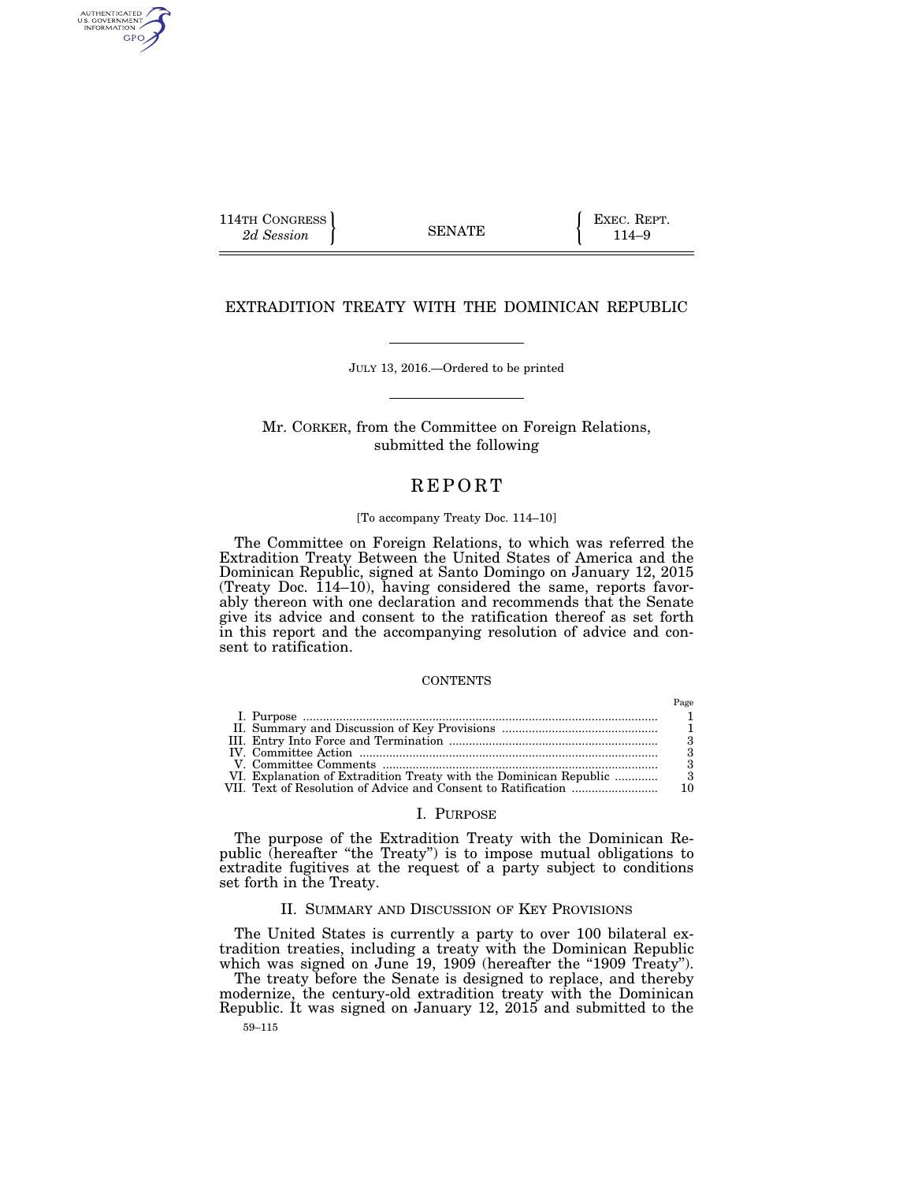114TH CONGRESS
*2d Session*

SENATE

EXEC. REPT. 114–9

# EXTRADITION TREATY WITH THE DOMINICAN REPUBLIC

JULY 13, 2016.—Ordered to be printed

Mr. CORKER, from the Committee on Foreign Relations, submitted the following

# REPORT

[To accompany Treaty Doc. 114–10]

The Committee on Foreign Relations, to which was referred the Extradition Treaty Between the United States of America and the Dominican Republic, signed at Santo Domingo on January 12, 2015 (Treaty Doc. 114–10), having considered the same, reports favorably thereon with one declaration and recommends that the Senate give its advice and consent to the ratification thereof as set forth in this report and the accompanying resolution of advice and consent to ratification.

CONTENTS

| | Page |
|---|---|
| I. Purpose | 1 |
| II. Summary and Discussion of Key Provisions | 1 |
| III. Entry Into Force and Termination | 3 |
| IV. Committee Action | 3 |
| V. Committee Comments | 3 |
| VI. Explanation of Extradition Treaty with the Dominican Republic | 3 |
| VII. Text of Resolution of Advice and Consent to Ratification | 10 |

## I. PURPOSE

The purpose of the Extradition Treaty with the Dominican Republic (hereafter "the Treaty") is to impose mutual obligations to extradite fugitives at the request of a party subject to conditions set forth in the Treaty.

## II. SUMMARY AND DISCUSSION OF KEY PROVISIONS

The United States is currently a party to over 100 bilateral extradition treaties, including a treaty with the Dominican Republic which was signed on June 19, 1909 (hereafter the "1909 Treaty").

The treaty before the Senate is designed to replace, and thereby modernize, the century-old extradition treaty with the Dominican Republic. It was signed on January 12, 2015 and submitted to the

59–115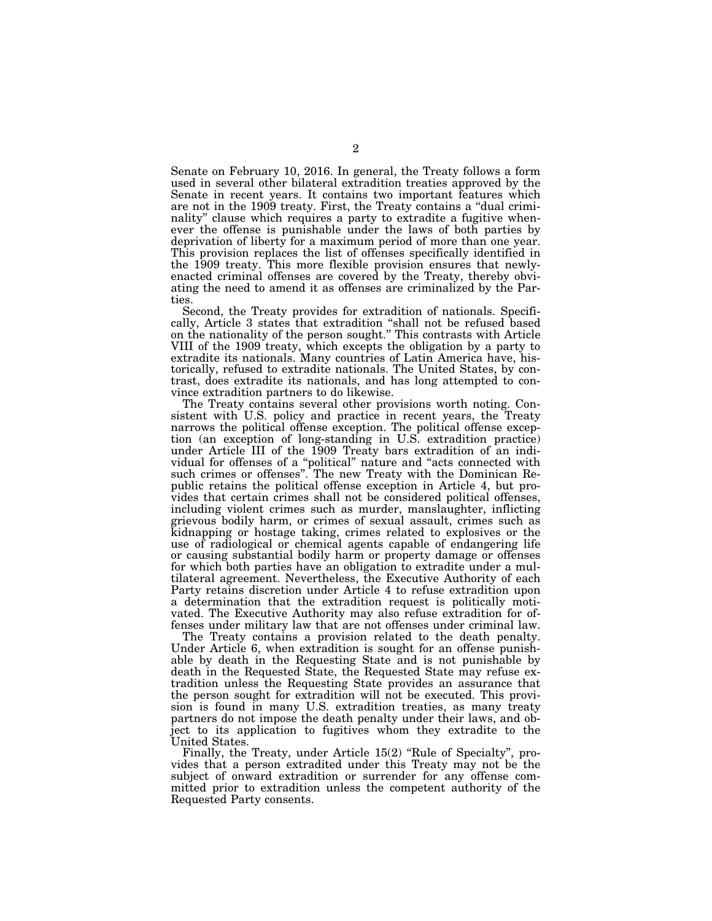Senate on February 10, 2016. In general, the Treaty follows a form used in several other bilateral extradition treaties approved by the Senate in recent years. It contains two important features which are not in the 1909 treaty. First, the Treaty contains a "dual criminality" clause which requires a party to extradite a fugitive whenever the offense is punishable under the laws of both parties by deprivation of liberty for a maximum period of more than one year. This provision replaces the list of offenses specifically identified in the 1909 treaty. This more flexible provision ensures that newly-enacted criminal offenses are covered by the Treaty, thereby obviating the need to amend it as offenses are criminalized by the Parties.

Second, the Treaty provides for extradition of nationals. Specifically, Article 3 states that extradition "shall not be refused based on the nationality of the person sought." This contrasts with Article VIII of the 1909 treaty, which excepts the obligation by a party to extradite its nationals. Many countries of Latin America have, historically, refused to extradite nationals. The United States, by contrast, does extradite its nationals, and has long attempted to convince extradition partners to do likewise.

The Treaty contains several other provisions worth noting. Consistent with U.S. policy and practice in recent years, the Treaty narrows the political offense exception. The political offense exception (an exception of long-standing in U.S. extradition practice) under Article III of the 1909 Treaty bars extradition of an individual for offenses of a "political" nature and "acts connected with such crimes or offenses". The new Treaty with the Dominican Republic retains the political offense exception in Article 4, but provides that certain crimes shall not be considered political offenses, including violent crimes such as murder, manslaughter, inflicting grievous bodily harm, or crimes of sexual assault, crimes such as kidnapping or hostage taking, crimes related to explosives or the use of radiological or chemical agents capable of endangering life or causing substantial bodily harm or property damage or offenses for which both parties have an obligation to extradite under a multilateral agreement. Nevertheless, the Executive Authority of each Party retains discretion under Article 4 to refuse extradition upon a determination that the extradition request is politically motivated. The Executive Authority may also refuse extradition for offenses under military law that are not offenses under criminal law.

The Treaty contains a provision related to the death penalty. Under Article 6, when extradition is sought for an offense punishable by death in the Requesting State and is not punishable by death in the Requested State, the Requested State may refuse extradition unless the Requesting State provides an assurance that the person sought for extradition will not be executed. This provision is found in many U.S. extradition treaties, as many treaty partners do not impose the death penalty under their laws, and object to its application to fugitives whom they extradite to the United States.

Finally, the Treaty, under Article 15(2) "Rule of Specialty", provides that a person extradited under this Treaty may not be the subject of onward extradition or surrender for any offense committed prior to extradition unless the competent authority of the Requested Party consents.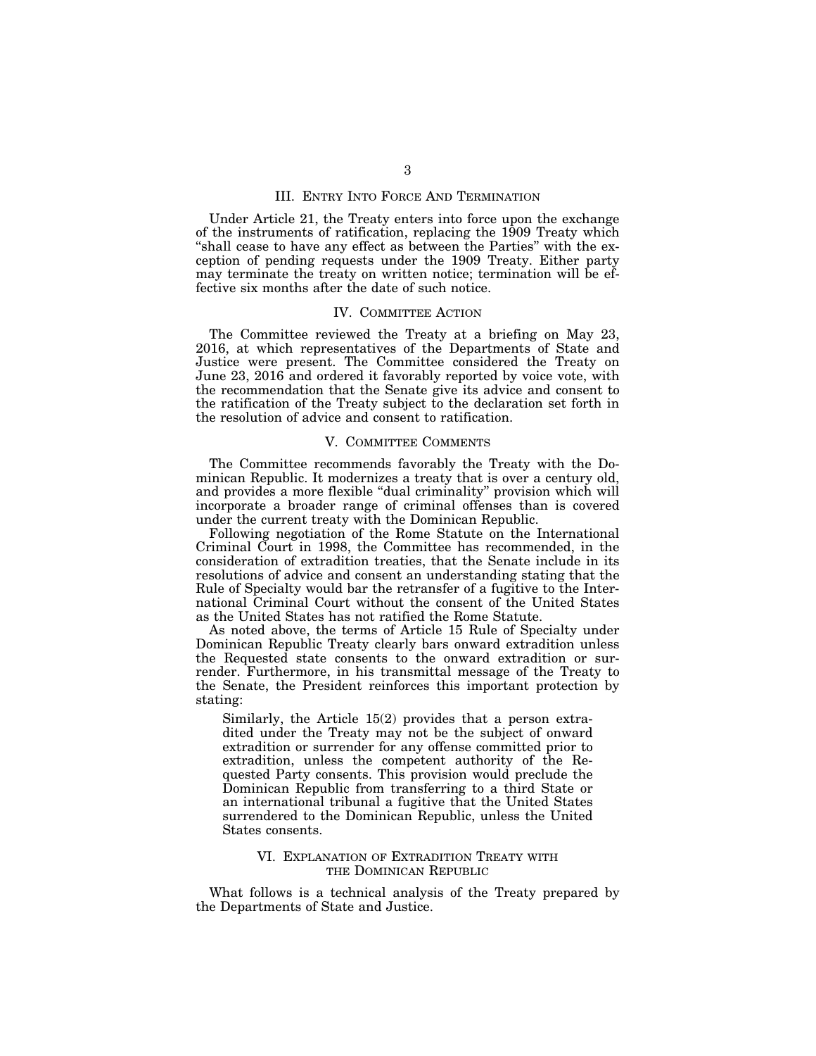## III. Entry Into Force And Termination

Under Article 21, the Treaty enters into force upon the exchange of the instruments of ratification, replacing the 1909 Treaty which "shall cease to have any effect as between the Parties" with the exception of pending requests under the 1909 Treaty. Either party may terminate the treaty on written notice; termination will be effective six months after the date of such notice.

## IV. Committee Action

The Committee reviewed the Treaty at a briefing on May 23, 2016, at which representatives of the Departments of State and Justice were present. The Committee considered the Treaty on June 23, 2016 and ordered it favorably reported by voice vote, with the recommendation that the Senate give its advice and consent to the ratification of the Treaty subject to the declaration set forth in the resolution of advice and consent to ratification.

## V. Committee Comments

The Committee recommends favorably the Treaty with the Dominican Republic. It modernizes a treaty that is over a century old, and provides a more flexible "dual criminality" provision which will incorporate a broader range of criminal offenses than is covered under the current treaty with the Dominican Republic.

Following negotiation of the Rome Statute on the International Criminal Court in 1998, the Committee has recommended, in the consideration of extradition treaties, that the Senate include in its resolutions of advice and consent an understanding stating that the Rule of Specialty would bar the retransfer of a fugitive to the International Criminal Court without the consent of the United States as the United States has not ratified the Rome Statute.

As noted above, the terms of Article 15 Rule of Specialty under Dominican Republic Treaty clearly bars onward extradition unless the Requested state consents to the onward extradition or surrender. Furthermore, in his transmittal message of the Treaty to the Senate, the President reinforces this important protection by stating:

> Similarly, the Article 15(2) provides that a person extradited under the Treaty may not be the subject of onward extradition or surrender for any offense committed prior to extradition, unless the competent authority of the Requested Party consents. This provision would preclude the Dominican Republic from transferring to a third State or an international tribunal a fugitive that the United States surrendered to the Dominican Republic, unless the United States consents.

## VI. Explanation of Extradition Treaty with the Dominican Republic

What follows is a technical analysis of the Treaty prepared by the Departments of State and Justice.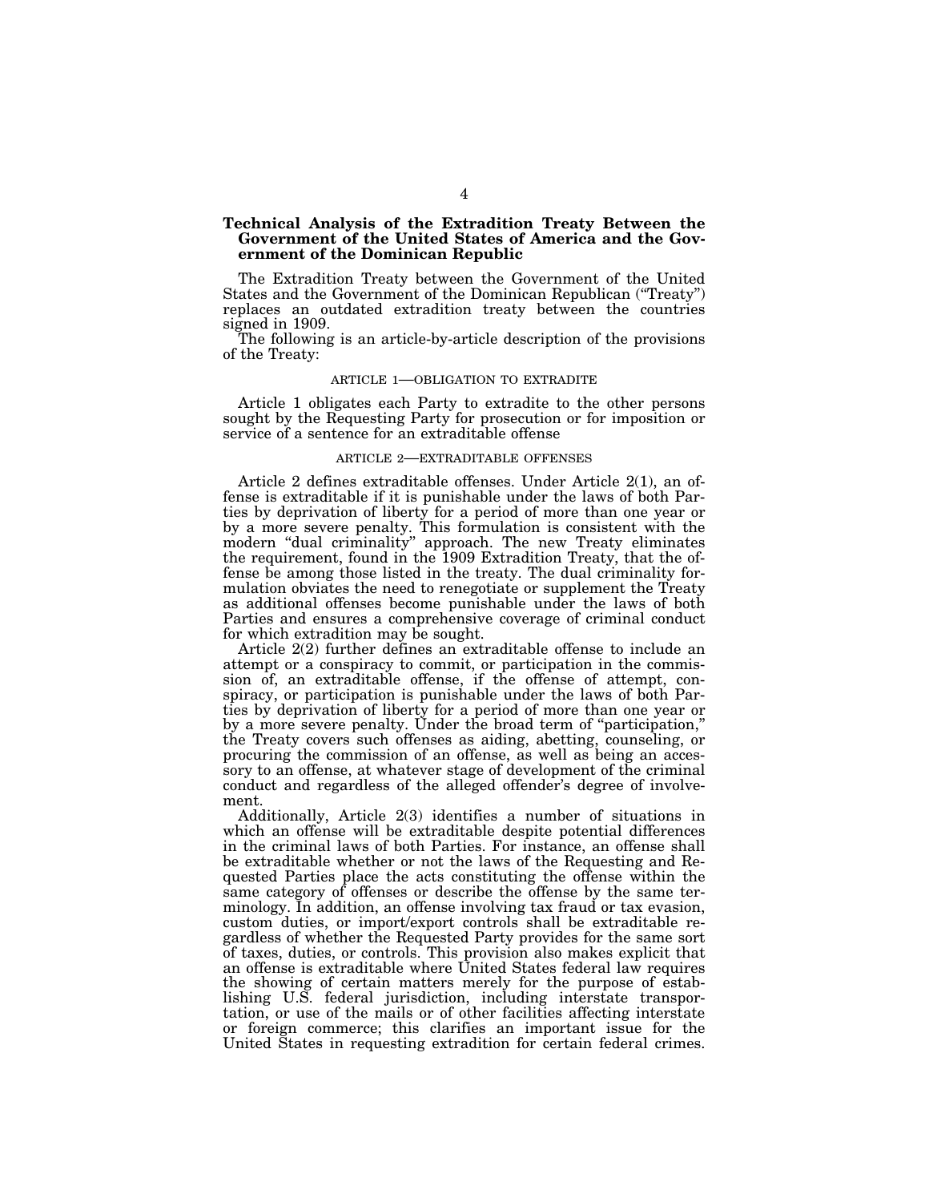## Technical Analysis of the Extradition Treaty Between the Government of the United States of America and the Government of the Dominican Republic

The Extradition Treaty between the Government of the United States and the Government of the Dominican Republican ("Treaty") replaces an outdated extradition treaty between the countries signed in 1909.

The following is an article-by-article description of the provisions of the Treaty:

### ARTICLE 1—OBLIGATION TO EXTRADITE

Article 1 obligates each Party to extradite to the other persons sought by the Requesting Party for prosecution or for imposition or service of a sentence for an extraditable offense

### ARTICLE 2—EXTRADITABLE OFFENSES

Article 2 defines extraditable offenses. Under Article 2(1), an offense is extraditable if it is punishable under the laws of both Parties by deprivation of liberty for a period of more than one year or by a more severe penalty. This formulation is consistent with the modern "dual criminality" approach. The new Treaty eliminates the requirement, found in the 1909 Extradition Treaty, that the offense be among those listed in the treaty. The dual criminality formulation obviates the need to renegotiate or supplement the Treaty as additional offenses become punishable under the laws of both Parties and ensures a comprehensive coverage of criminal conduct for which extradition may be sought.

Article 2(2) further defines an extraditable offense to include an attempt or a conspiracy to commit, or participation in the commission of, an extraditable offense, if the offense of attempt, conspiracy, or participation is punishable under the laws of both Parties by deprivation of liberty for a period of more than one year or by a more severe penalty. Under the broad term of "participation," the Treaty covers such offenses as aiding, abetting, counseling, or procuring the commission of an offense, as well as being an accessory to an offense, at whatever stage of development of the criminal conduct and regardless of the alleged offender's degree of involvement.

Additionally, Article 2(3) identifies a number of situations in which an offense will be extraditable despite potential differences in the criminal laws of both Parties. For instance, an offense shall be extraditable whether or not the laws of the Requesting and Requested Parties place the acts constituting the offense within the same category of offenses or describe the offense by the same terminology. In addition, an offense involving tax fraud or tax evasion, custom duties, or import/export controls shall be extraditable regardless of whether the Requested Party provides for the same sort of taxes, duties, or controls. This provision also makes explicit that an offense is extraditable where United States federal law requires the showing of certain matters merely for the purpose of establishing U.S. federal jurisdiction, including interstate transportation, or use of the mails or of other facilities affecting interstate or foreign commerce; this clarifies an important issue for the United States in requesting extradition for certain federal crimes.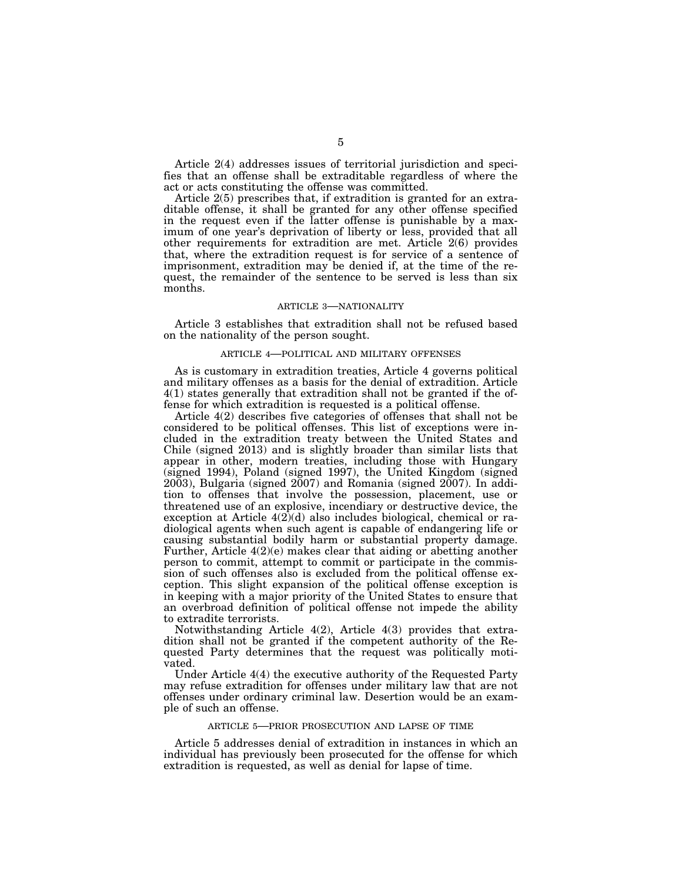Article 2(4) addresses issues of territorial jurisdiction and specifies that an offense shall be extraditable regardless of where the act or acts constituting the offense was committed.

Article 2(5) prescribes that, if extradition is granted for an extraditable offense, it shall be granted for any other offense specified in the request even if the latter offense is punishable by a maximum of one year's deprivation of liberty or less, provided that all other requirements for extradition are met. Article 2(6) provides that, where the extradition request is for service of a sentence of imprisonment, extradition may be denied if, at the time of the request, the remainder of the sentence to be served is less than six months.

### ARTICLE 3—NATIONALITY

Article 3 establishes that extradition shall not be refused based on the nationality of the person sought.

### ARTICLE 4—POLITICAL AND MILITARY OFFENSES

As is customary in extradition treaties, Article 4 governs political and military offenses as a basis for the denial of extradition. Article 4(1) states generally that extradition shall not be granted if the offense for which extradition is requested is a political offense.

Article 4(2) describes five categories of offenses that shall not be considered to be political offenses. This list of exceptions were included in the extradition treaty between the United States and Chile (signed 2013) and is slightly broader than similar lists that appear in other, modern treaties, including those with Hungary (signed 1994), Poland (signed 1997), the United Kingdom (signed 2003), Bulgaria (signed 2007) and Romania (signed 2007). In addition to offenses that involve the possession, placement, use or threatened use of an explosive, incendiary or destructive device, the exception at Article 4(2)(d) also includes biological, chemical or radiological agents when such agent is capable of endangering life or causing substantial bodily harm or substantial property damage. Further, Article 4(2)(e) makes clear that aiding or abetting another person to commit, attempt to commit or participate in the commission of such offenses also is excluded from the political offense exception. This slight expansion of the political offense exception is in keeping with a major priority of the United States to ensure that an overbroad definition of political offense not impede the ability to extradite terrorists.

Notwithstanding Article 4(2), Article 4(3) provides that extradition shall not be granted if the competent authority of the Requested Party determines that the request was politically motivated.

Under Article 4(4) the executive authority of the Requested Party may refuse extradition for offenses under military law that are not offenses under ordinary criminal law. Desertion would be an example of such an offense.

### ARTICLE 5—PRIOR PROSECUTION AND LAPSE OF TIME

Article 5 addresses denial of extradition in instances in which an individual has previously been prosecuted for the offense for which extradition is requested, as well as denial for lapse of time.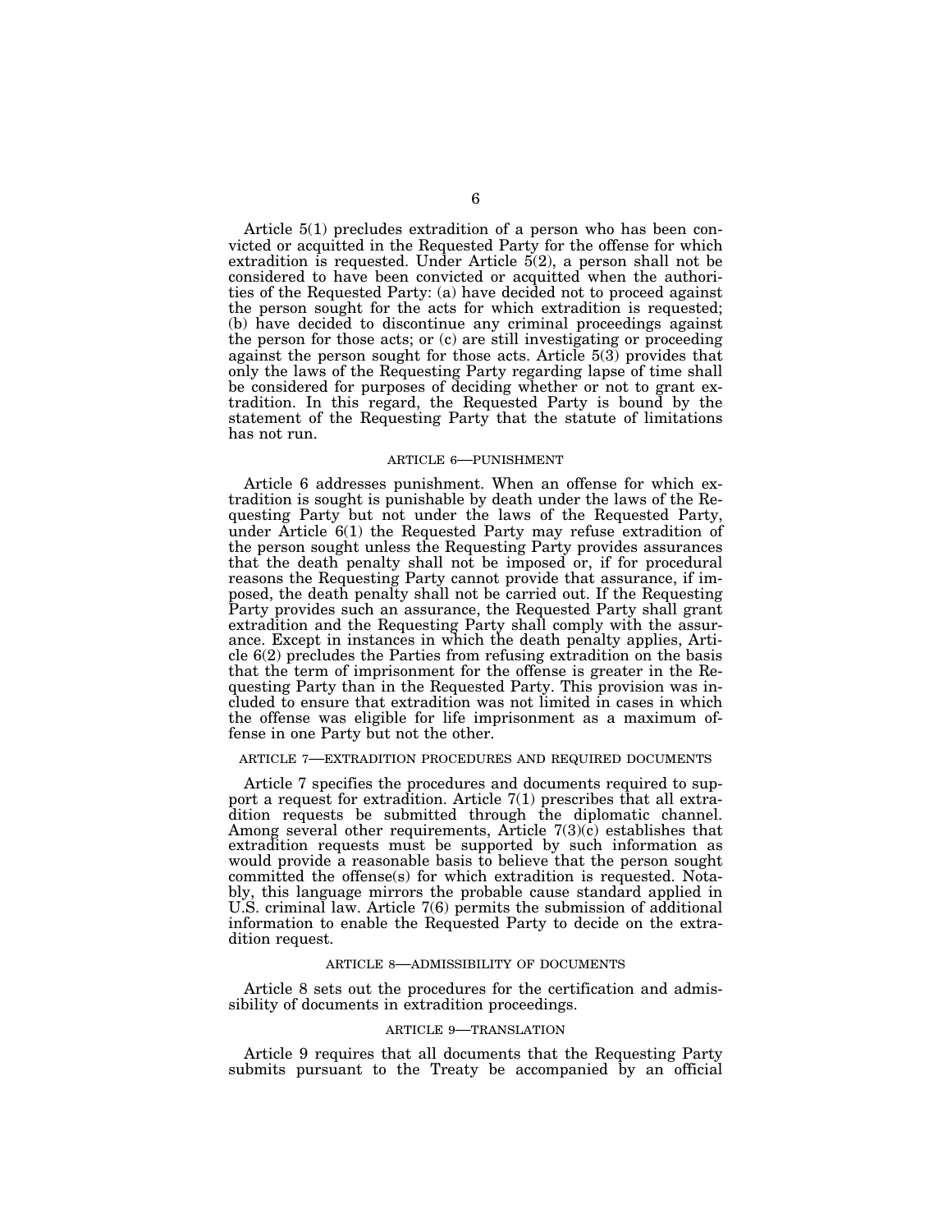Article 5(1) precludes extradition of a person who has been convicted or acquitted in the Requested Party for the offense for which extradition is requested. Under Article 5(2), a person shall not be considered to have been convicted or acquitted when the authorities of the Requested Party: (a) have decided not to proceed against the person sought for the acts for which extradition is requested; (b) have decided to discontinue any criminal proceedings against the person for those acts; or (c) are still investigating or proceeding against the person sought for those acts. Article 5(3) provides that only the laws of the Requesting Party regarding lapse of time shall be considered for purposes of deciding whether or not to grant extradition. In this regard, the Requested Party is bound by the statement of the Requesting Party that the statute of limitations has not run.

### ARTICLE 6—PUNISHMENT

Article 6 addresses punishment. When an offense for which extradition is sought is punishable by death under the laws of the Requesting Party but not under the laws of the Requested Party, under Article 6(1) the Requested Party may refuse extradition of the person sought unless the Requesting Party provides assurances that the death penalty shall not be imposed or, if for procedural reasons the Requesting Party cannot provide that assurance, if imposed, the death penalty shall not be carried out. If the Requesting Party provides such an assurance, the Requested Party shall grant extradition and the Requesting Party shall comply with the assurance. Except in instances in which the death penalty applies, Article 6(2) precludes the Parties from refusing extradition on the basis that the term of imprisonment for the offense is greater in the Requesting Party than in the Requested Party. This provision was included to ensure that extradition was not limited in cases in which the offense was eligible for life imprisonment as a maximum offense in one Party but not the other.

### ARTICLE 7—EXTRADITION PROCEDURES AND REQUIRED DOCUMENTS

Article 7 specifies the procedures and documents required to support a request for extradition. Article 7(1) prescribes that all extradition requests be submitted through the diplomatic channel. Among several other requirements, Article 7(3)(c) establishes that extradition requests must be supported by such information as would provide a reasonable basis to believe that the person sought committed the offense(s) for which extradition is requested. Notably, this language mirrors the probable cause standard applied in U.S. criminal law. Article 7(6) permits the submission of additional information to enable the Requested Party to decide on the extradition request.

### ARTICLE 8—ADMISSIBILITY OF DOCUMENTS

Article 8 sets out the procedures for the certification and admissibility of documents in extradition proceedings.

### ARTICLE 9—TRANSLATION

Article 9 requires that all documents that the Requesting Party submits pursuant to the Treaty be accompanied by an official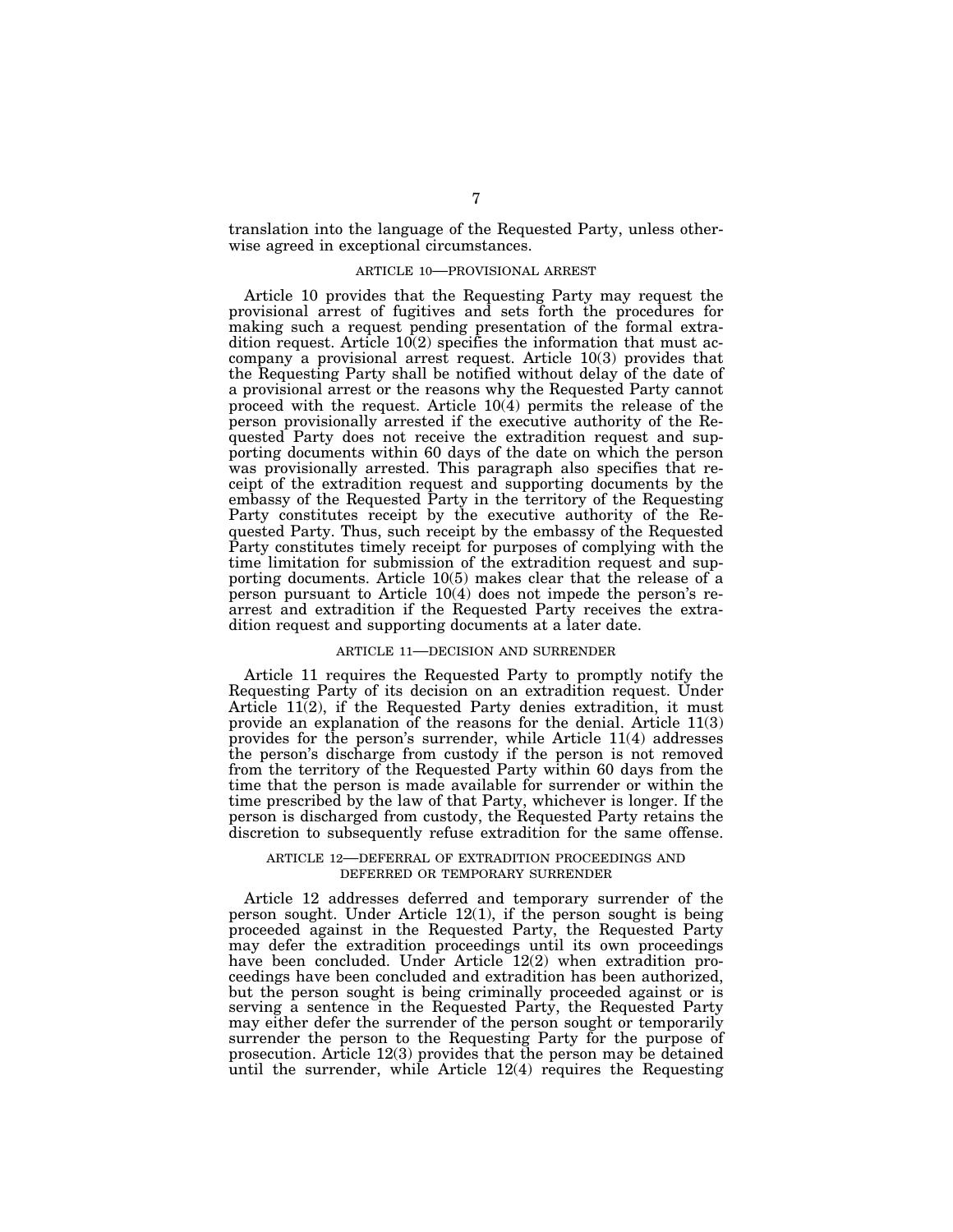translation into the language of the Requested Party, unless otherwise agreed in exceptional circumstances.

### ARTICLE 10—PROVISIONAL ARREST

Article 10 provides that the Requesting Party may request the provisional arrest of fugitives and sets forth the procedures for making such a request pending presentation of the formal extradition request. Article 10(2) specifies the information that must accompany a provisional arrest request. Article 10(3) provides that the Requesting Party shall be notified without delay of the date of a provisional arrest or the reasons why the Requested Party cannot proceed with the request. Article 10(4) permits the release of the person provisionally arrested if the executive authority of the Requested Party does not receive the extradition request and supporting documents within 60 days of the date on which the person was provisionally arrested. This paragraph also specifies that receipt of the extradition request and supporting documents by the embassy of the Requested Party in the territory of the Requesting Party constitutes receipt by the executive authority of the Requested Party. Thus, such receipt by the embassy of the Requested Party constitutes timely receipt for purposes of complying with the time limitation for submission of the extradition request and supporting documents. Article 10(5) makes clear that the release of a person pursuant to Article 10(4) does not impede the person's rearrest and extradition if the Requested Party receives the extradition request and supporting documents at a later date.

### ARTICLE 11—DECISION AND SURRENDER

Article 11 requires the Requested Party to promptly notify the Requesting Party of its decision on an extradition request. Under Article 11(2), if the Requested Party denies extradition, it must provide an explanation of the reasons for the denial. Article 11(3) provides for the person's surrender, while Article 11(4) addresses the person's discharge from custody if the person is not removed from the territory of the Requested Party within 60 days from the time that the person is made available for surrender or within the time prescribed by the law of that Party, whichever is longer. If the person is discharged from custody, the Requested Party retains the discretion to subsequently refuse extradition for the same offense.

### ARTICLE 12—DEFERRAL OF EXTRADITION PROCEEDINGS AND DEFERRED OR TEMPORARY SURRENDER

Article 12 addresses deferred and temporary surrender of the person sought. Under Article 12(1), if the person sought is being proceeded against in the Requested Party, the Requested Party may defer the extradition proceedings until its own proceedings have been concluded. Under Article 12(2) when extradition proceedings have been concluded and extradition has been authorized, but the person sought is being criminally proceeded against or is serving a sentence in the Requested Party, the Requested Party may either defer the surrender of the person sought or temporarily surrender the person to the Requesting Party for the purpose of prosecution. Article 12(3) provides that the person may be detained until the surrender, while Article 12(4) requires the Requesting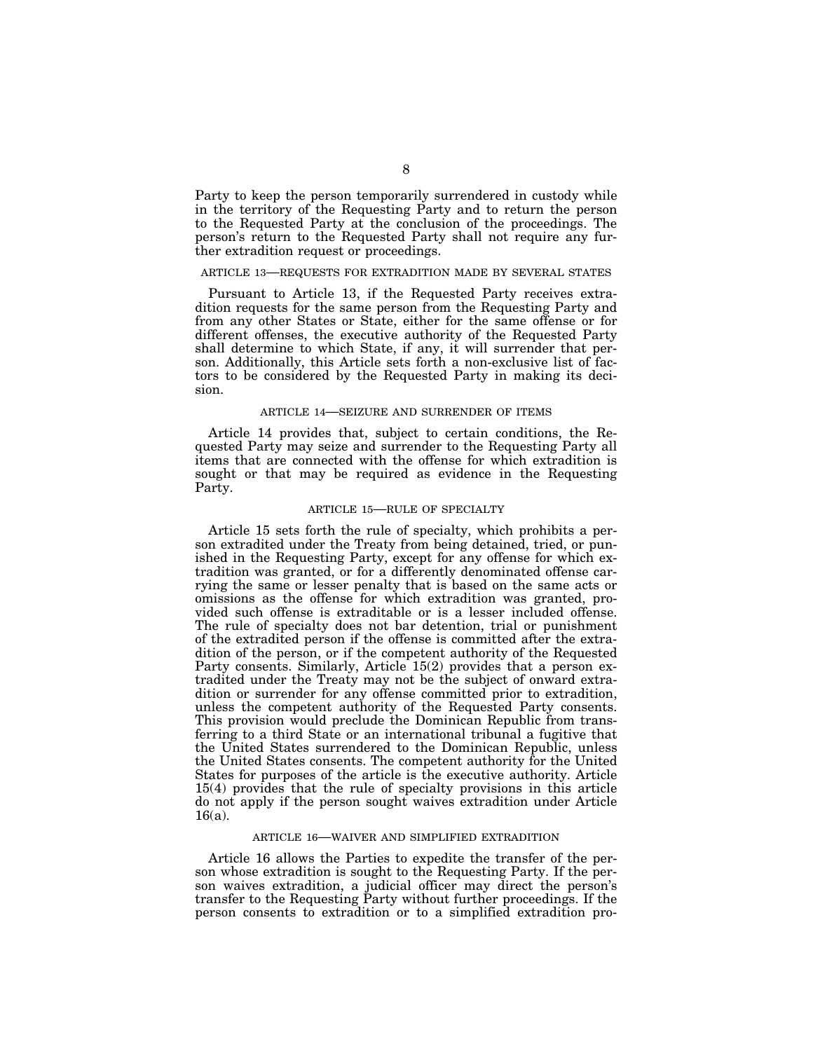Party to keep the person temporarily surrendered in custody while in the territory of the Requesting Party and to return the person to the Requested Party at the conclusion of the proceedings. The person's return to the Requested Party shall not require any further extradition request or proceedings.

### ARTICLE 13—REQUESTS FOR EXTRADITION MADE BY SEVERAL STATES

Pursuant to Article 13, if the Requested Party receives extradition requests for the same person from the Requesting Party and from any other States or State, either for the same offense or for different offenses, the executive authority of the Requested Party shall determine to which State, if any, it will surrender that person. Additionally, this Article sets forth a non-exclusive list of factors to be considered by the Requested Party in making its decision.

### ARTICLE 14—SEIZURE AND SURRENDER OF ITEMS

Article 14 provides that, subject to certain conditions, the Requested Party may seize and surrender to the Requesting Party all items that are connected with the offense for which extradition is sought or that may be required as evidence in the Requesting Party.

### ARTICLE 15—RULE OF SPECIALTY

Article 15 sets forth the rule of specialty, which prohibits a person extradited under the Treaty from being detained, tried, or punished in the Requesting Party, except for any offense for which extradition was granted, or for a differently denominated offense carrying the same or lesser penalty that is based on the same acts or omissions as the offense for which extradition was granted, provided such offense is extraditable or is a lesser included offense. The rule of specialty does not bar detention, trial or punishment of the extradited person if the offense is committed after the extradition of the person, or if the competent authority of the Requested Party consents. Similarly, Article 15(2) provides that a person extradited under the Treaty may not be the subject of onward extradition or surrender for any offense committed prior to extradition, unless the competent authority of the Requested Party consents. This provision would preclude the Dominican Republic from transferring to a third State or an international tribunal a fugitive that the United States surrendered to the Dominican Republic, unless the United States consents. The competent authority for the United States for purposes of the article is the executive authority. Article 15(4) provides that the rule of specialty provisions in this article do not apply if the person sought waives extradition under Article 16(a).

### ARTICLE 16—WAIVER AND SIMPLIFIED EXTRADITION

Article 16 allows the Parties to expedite the transfer of the person whose extradition is sought to the Requesting Party. If the person waives extradition, a judicial officer may direct the person's transfer to the Requesting Party without further proceedings. If the person consents to extradition or to a simplified extradition pro-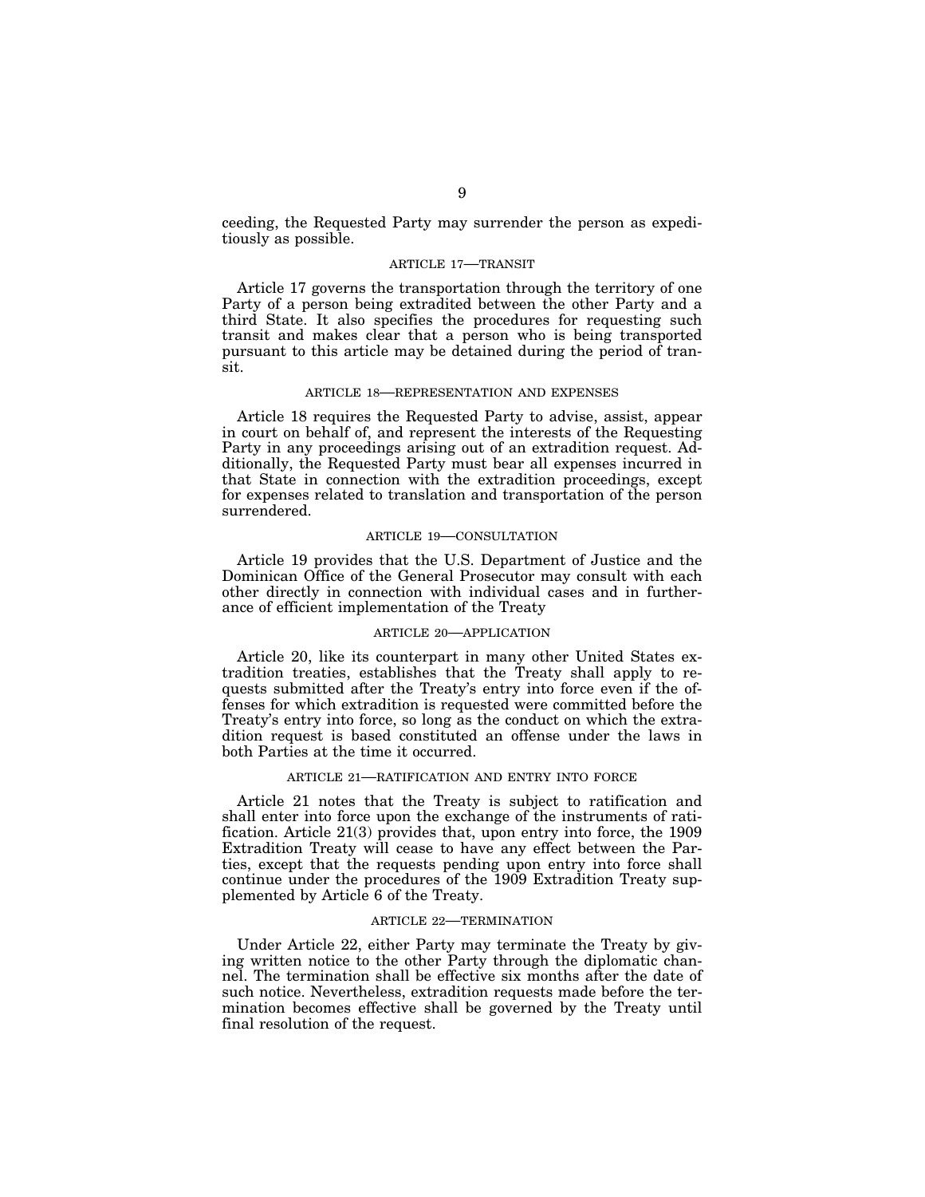ceeding, the Requested Party may surrender the person as expeditiously as possible.

### ARTICLE 17—TRANSIT

Article 17 governs the transportation through the territory of one Party of a person being extradited between the other Party and a third State. It also specifies the procedures for requesting such transit and makes clear that a person who is being transported pursuant to this article may be detained during the period of transit.

### ARTICLE 18—REPRESENTATION AND EXPENSES

Article 18 requires the Requested Party to advise, assist, appear in court on behalf of, and represent the interests of the Requesting Party in any proceedings arising out of an extradition request. Additionally, the Requested Party must bear all expenses incurred in that State in connection with the extradition proceedings, except for expenses related to translation and transportation of the person surrendered.

### ARTICLE 19—CONSULTATION

Article 19 provides that the U.S. Department of Justice and the Dominican Office of the General Prosecutor may consult with each other directly in connection with individual cases and in furtherance of efficient implementation of the Treaty

### ARTICLE 20—APPLICATION

Article 20, like its counterpart in many other United States extradition treaties, establishes that the Treaty shall apply to requests submitted after the Treaty's entry into force even if the offenses for which extradition is requested were committed before the Treaty's entry into force, so long as the conduct on which the extradition request is based constituted an offense under the laws in both Parties at the time it occurred.

### ARTICLE 21—RATIFICATION AND ENTRY INTO FORCE

Article 21 notes that the Treaty is subject to ratification and shall enter into force upon the exchange of the instruments of ratification. Article 21(3) provides that, upon entry into force, the 1909 Extradition Treaty will cease to have any effect between the Parties, except that the requests pending upon entry into force shall continue under the procedures of the 1909 Extradition Treaty supplemented by Article 6 of the Treaty.

### ARTICLE 22—TERMINATION

Under Article 22, either Party may terminate the Treaty by giving written notice to the other Party through the diplomatic channel. The termination shall be effective six months after the date of such notice. Nevertheless, extradition requests made before the termination becomes effective shall be governed by the Treaty until final resolution of the request.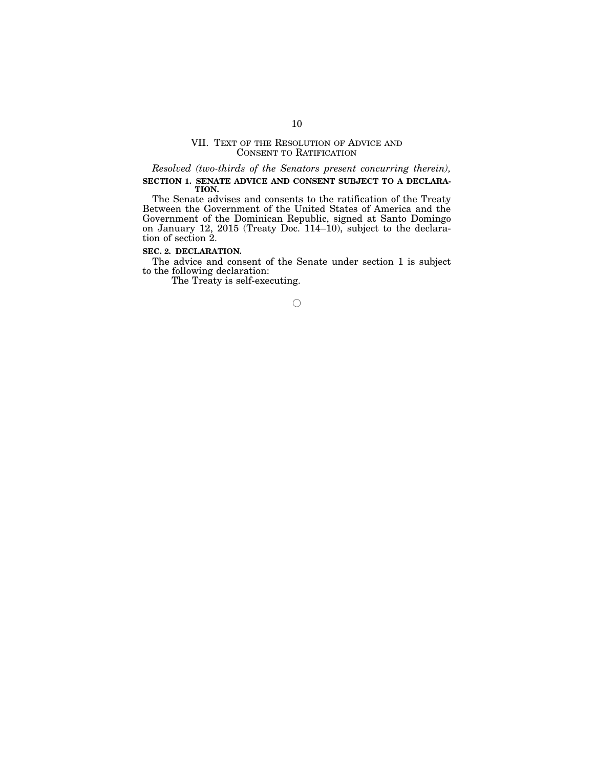## VII. TEXT OF THE RESOLUTION OF ADVICE AND CONSENT TO RATIFICATION

*Resolved (two-thirds of the Senators present concurring therein),*

**SECTION 1. SENATE ADVICE AND CONSENT SUBJECT TO A DECLARATION.**

The Senate advises and consents to the ratification of the Treaty Between the Government of the United States of America and the Government of the Dominican Republic, signed at Santo Domingo on January 12, 2015 (Treaty Doc. 114–10), subject to the declaration of section 2.

**SEC. 2. DECLARATION.**

The advice and consent of the Senate under section 1 is subject to the following declaration:

The Treaty is self-executing.